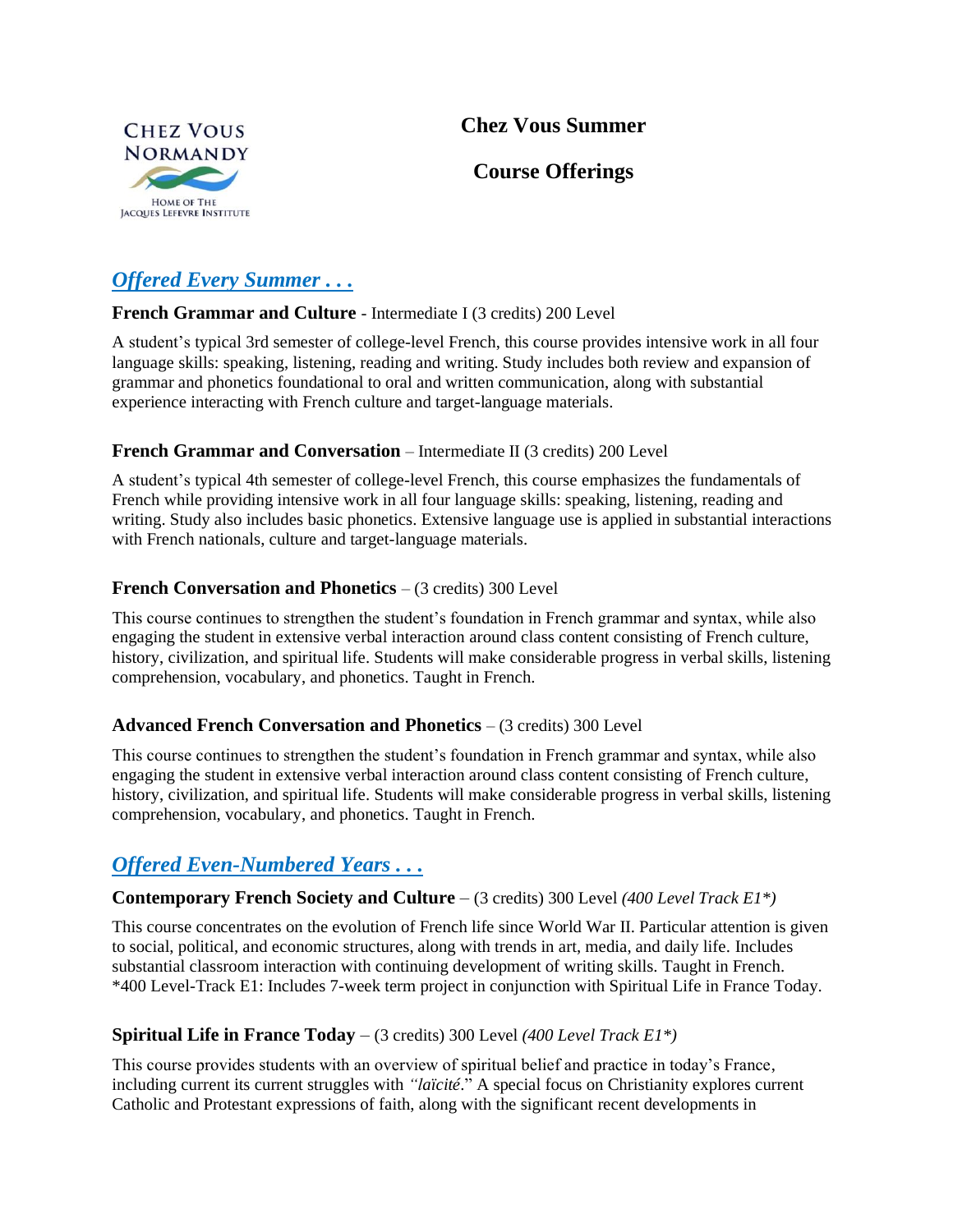CHEZ VOUS NORMANDY

HOME OF THE JACQUES LEFEVRE INSTITUTE

# Chez Vous Summer

# Course Offerings

## *Offered Every Summer . . .*

**French Grammar and Culture** - Intermediate I (3 credits) 200 Level

A student's typical 3rd semester of college-level French, this course provides intensive work in all four language skills: speaking, listening, reading and writing. Study includes both review and expansion of grammar and phonetics foundational to oral and written communication, along with substantial experience interacting with French culture and target-language materials.

**French Grammar and Conversation** – Intermediate II (3 credits) 200 Level

A student's typical 4th semester of college-level French, this course emphasizes the fundamentals of French while providing intensive work in all four language skills: speaking, listening, reading and writing. Study also includes basic phonetics. Extensive language use is applied in substantial interactions with French nationals, culture and target-language materials.

**French Conversation and Phonetics** – (3 credits) 300 Level

This course continues to strengthen the student's foundation in French grammar and syntax, while also engaging the student in extensive verbal interaction around class content consisting of French culture, history, civilization, and spiritual life. Students will make considerable progress in verbal skills, listening comprehension, vocabulary, and phonetics. Taught in French.

**Advanced French Conversation and Phonetics** – (3 credits) 300 Level

This course continues to strengthen the student's foundation in French grammar and syntax, while also engaging the student in extensive verbal interaction around class content consisting of French culture, history, civilization, and spiritual life. Students will make considerable progress in verbal skills, listening comprehension, vocabulary, and phonetics. Taught in French.

## *Offered Even-Numbered Years . . .*

**Contemporary French Society and Culture** – (3 credits) 300 Level *(400 Level Track E1*)*

This course concentrates on the evolution of French life since World War II. Particular attention is given to social, political, and economic structures, along with trends in art, media, and daily life. Includes substantial classroom interaction with continuing development of writing skills. Taught in French.
*400 Level-Track E1: Includes 7-week term project in conjunction with Spiritual Life in France Today.

**Spiritual Life in France Today** – (3 credits) 300 Level *(400 Level Track E1*)*

This course provides students with an overview of spiritual belief and practice in today's France, including current its current struggles with *"laïcité*." A special focus on Christianity explores current Catholic and Protestant expressions of faith, along with the significant recent developments in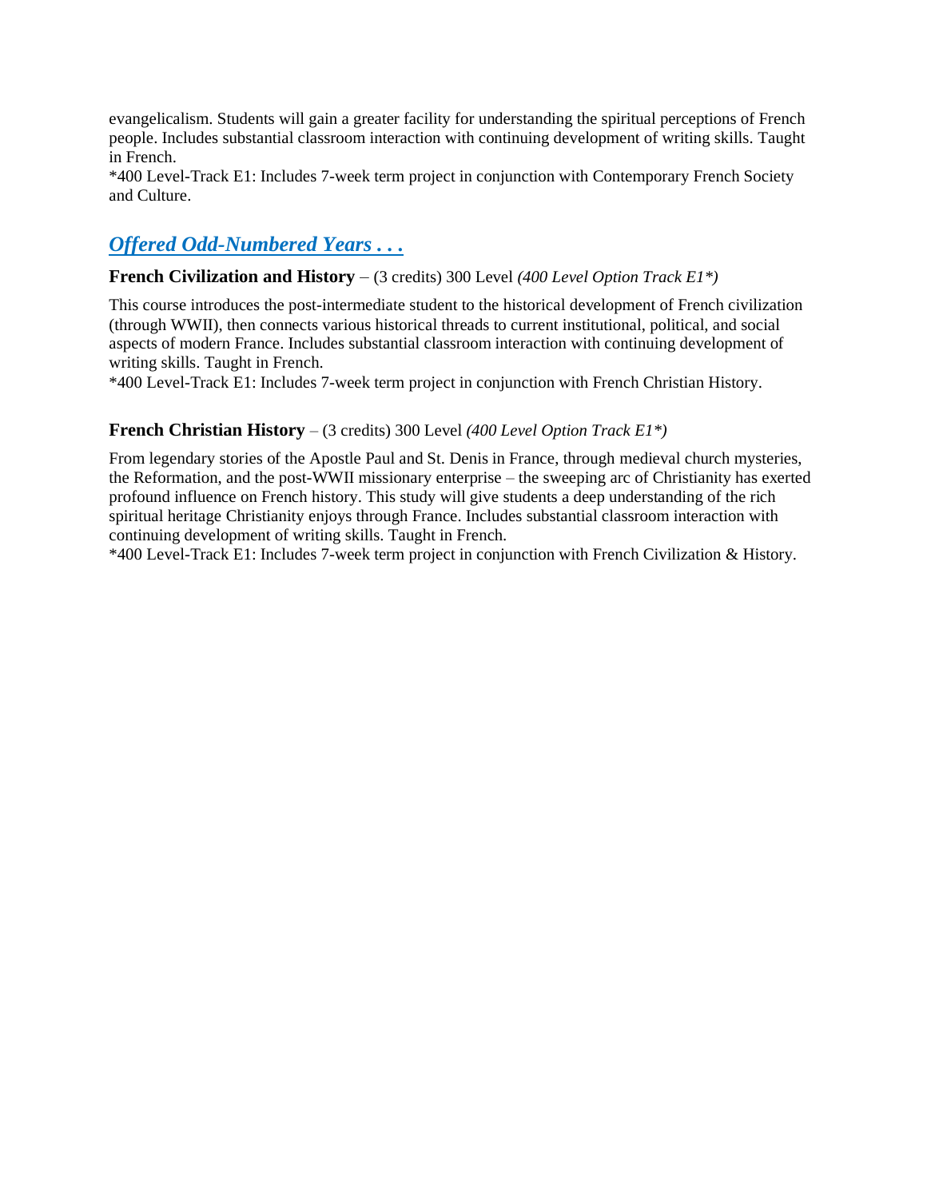evangelicalism. Students will gain a greater facility for understanding the spiritual perceptions of French people. Includes substantial classroom interaction with continuing development of writing skills. Taught in French.
*400 Level-Track E1: Includes 7-week term project in conjunction with Contemporary French Society and Culture.

## *Offered Odd-Numbered Years . . .*

### **French Civilization and History** – (3 credits) 300 Level *(400 Level Option Track E1*)*

This course introduces the post-intermediate student to the historical development of French civilization (through WWII), then connects various historical threads to current institutional, political, and social aspects of modern France. Includes substantial classroom interaction with continuing development of writing skills. Taught in French.
*400 Level-Track E1: Includes 7-week term project in conjunction with French Christian History.

### **French Christian History** – (3 credits) 300 Level *(400 Level Option Track E1*)*

From legendary stories of the Apostle Paul and St. Denis in France, through medieval church mysteries, the Reformation, and the post-WWII missionary enterprise – the sweeping arc of Christianity has exerted profound influence on French history. This study will give students a deep understanding of the rich spiritual heritage Christianity enjoys through France. Includes substantial classroom interaction with continuing development of writing skills. Taught in French.
*400 Level-Track E1: Includes 7-week term project in conjunction with French Civilization & History.